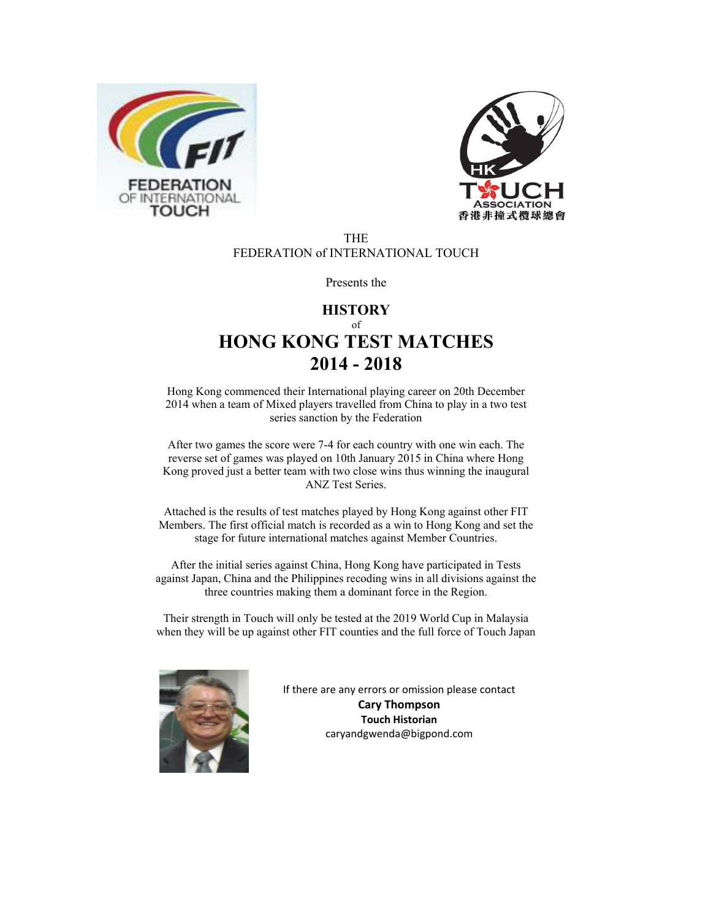THE
FEDERATION of INTERNATIONAL TOUCH

Presents the

# HISTORY
of
# HONG KONG TEST MATCHES 2014 - 2018

Hong Kong commenced their International playing career on 20th December 2014 when a team of Mixed players travelled from China to play in a two test series sanction by the Federation

After two games the score were 7-4 for each country with one win each. The reverse set of games was played on 10th January 2015 in China where Hong Kong proved just a better team with two close wins thus winning the inaugural ANZ Test Series.

Attached is the results of test matches played by Hong Kong against other FIT Members. The first official match is recorded as a win to Hong Kong and set the stage for future international matches against Member Countries.

After the initial series against China, Hong Kong have participated in Tests against Japan, China and the Philippines recoding wins in all divisions against the three countries making them a dominant force in the Region.

Their strength in Touch will only be tested at the 2019 World Cup in Malaysia when they will be up against other FIT counties and the full force of Touch Japan

If there are any errors or omission please contact
**Cary Thompson**
**Touch Historian**
caryandgwenda@bigpond.com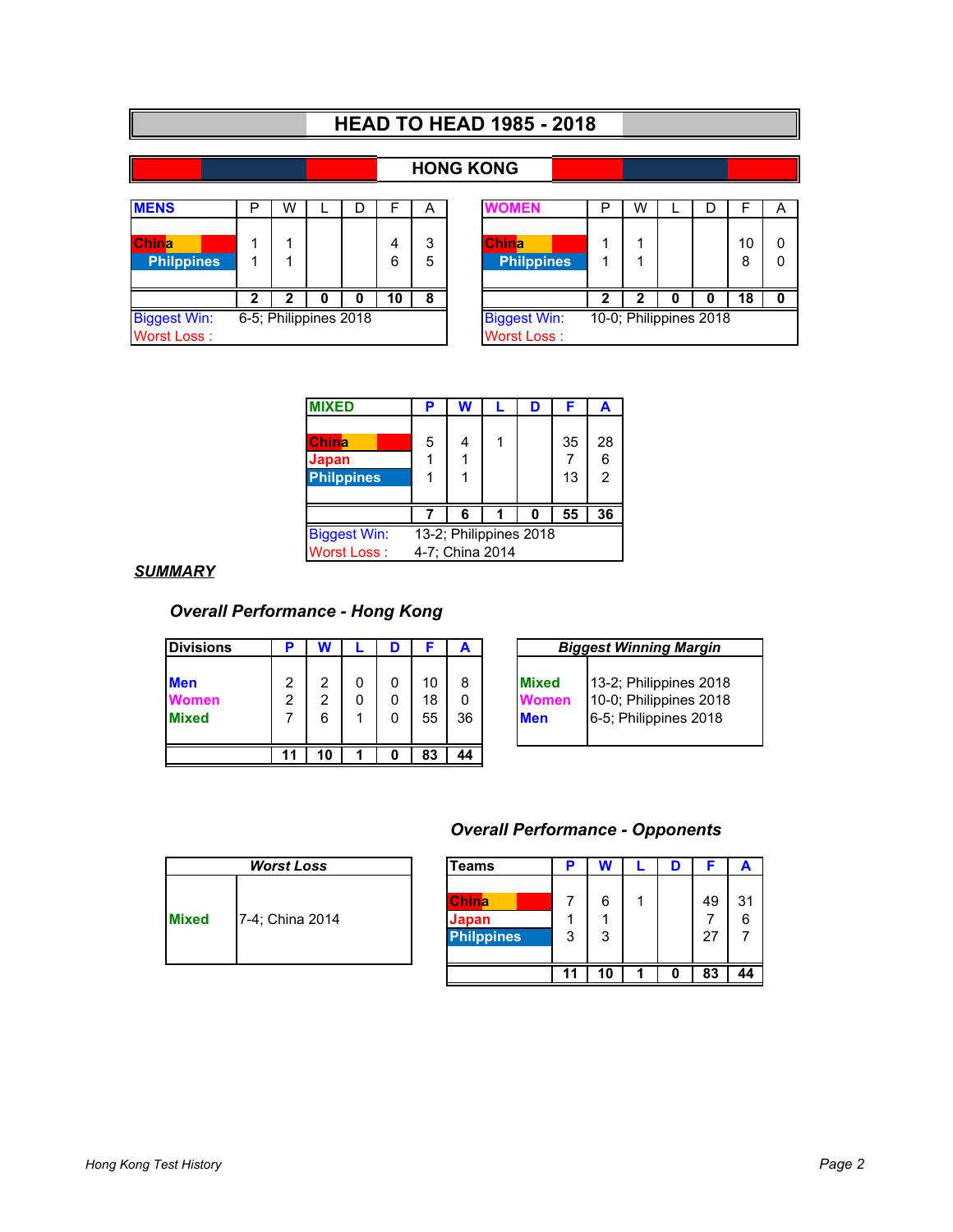# HEAD TO HEAD 1985 - 2018

## HONG KONG

| MENS | P | W | L | D | F | A |
|---|---|---|---|---|---|---|
| China | 1 | 1 | | | 4 | 3 |
| Philppines | 1 | 1 | | | 6 | 5 |
| | 2 | 2 | 0 | 0 | 10 | 8 |

Biggest Win: 6-5; Philippines 2018
Worst Loss :

| WOMEN | P | W | L | D | F | A |
|---|---|---|---|---|---|---|
| China | 1 | 1 | | | 10 | 0 |
| Philppines | 1 | 1 | | | 8 | 0 |
| | 2 | 2 | 0 | 0 | 18 | 0 |

Biggest Win: 10-0; Philippines 2018
Worst Loss :

| MIXED | P | W | L | D | F | A |
|---|---|---|---|---|---|---|
| China | 5 | 4 | 1 | | 35 | 28 |
| Japan | 1 | 1 | | | 7 | 6 |
| Philppines | 1 | 1 | | | 13 | 2 |
| | 7 | 6 | 1 | 0 | 55 | 36 |

Biggest Win: 13-2; Philippines 2018
Worst Loss : 4-7; China 2014

***SUMMARY***

### *Overall Performance - Hong Kong*

| Divisions | P | W | L | D | F | A |
|---|---|---|---|---|---|---|
| Men | 2 | 2 | 0 | 0 | 10 | 8 |
| Women | 2 | 2 | 0 | 0 | 18 | 0 |
| Mixed | 7 | 6 | 1 | 0 | 55 | 36 |
| | 11 | 10 | 1 | 0 | 83 | 44 |

| *Biggest Winning Margin* | |
|---|---|
| Mixed | 13-2; Philippines 2018 |
| Women | 10-0; Philippines 2018 |
| Men | 6-5; Philippines 2018 |

### *Overall Performance - Opponents*

| *Worst Loss* | |
|---|---|
| Mixed | 7-4; China 2014 |

| Teams | P | W | L | D | F | A |
|---|---|---|---|---|---|---|
| China | 7 | 6 | 1 | | 49 | 31 |
| Japan | 1 | 1 | | | 7 | 6 |
| Philppines | 3 | 3 | | | 27 | 7 |
| | 11 | 10 | 1 | 0 | 83 | 44 |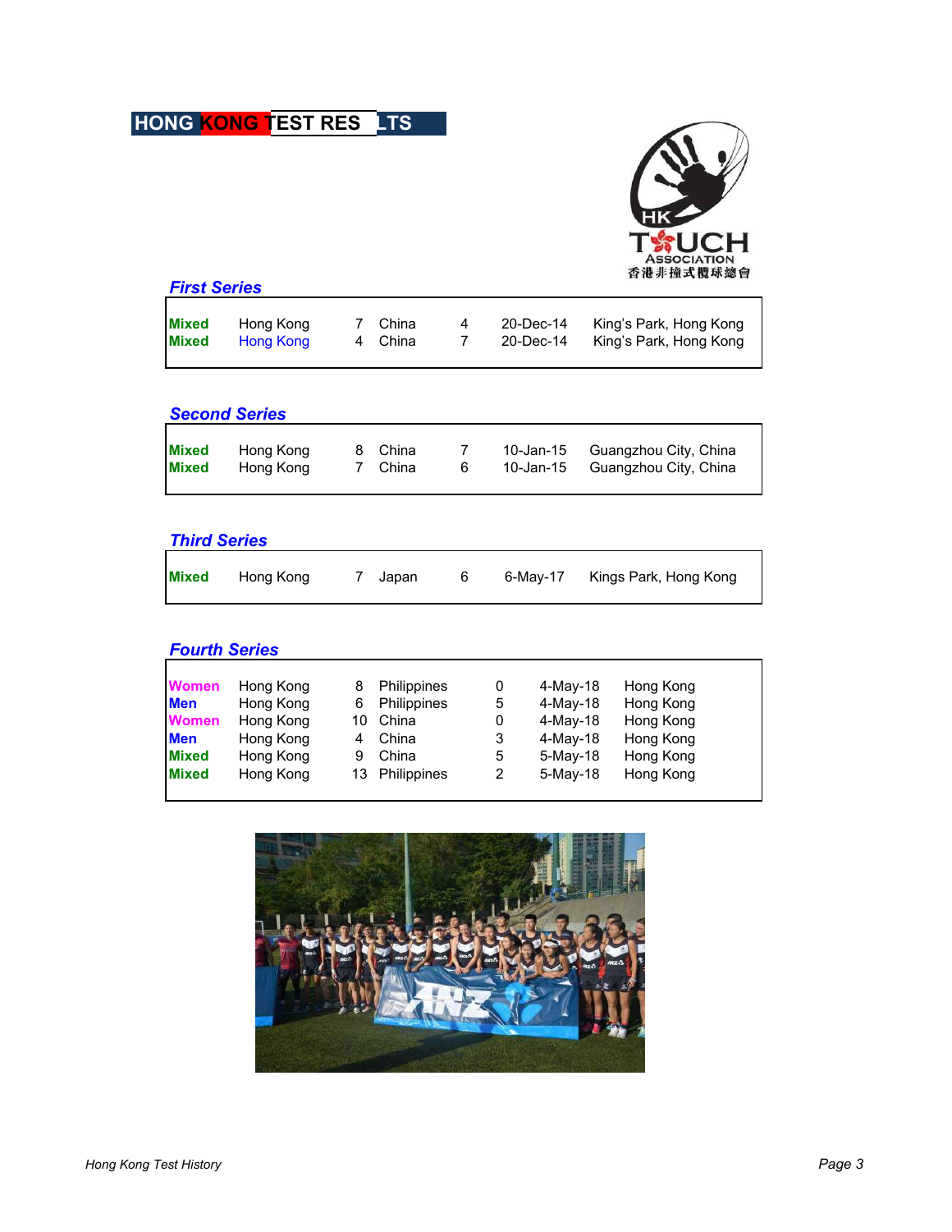# HONG KONG TEST RES LTS

HK TOUCH ASSOCIATION
香港非撞式欖球總會

## *First Series*

| | | | | | | |
|---|---|---|---|---|---|---|
| **Mixed** | Hong Kong | 7 | China | 4 | 20-Dec-14 | King's Park, Hong Kong |
| **Mixed** | Hong Kong | 4 | China | 7 | 20-Dec-14 | King's Park, Hong Kong |

## *Second Series*

| | | | | | | |
|---|---|---|---|---|---|---|
| **Mixed** | Hong Kong | 8 | China | 7 | 10-Jan-15 | Guangzhou City, China |
| **Mixed** | Hong Kong | 7 | China | 6 | 10-Jan-15 | Guangzhou City, China |

## *Third Series*

| | | | | | | |
|---|---|---|---|---|---|---|
| **Mixed** | Hong Kong | 7 | Japan | 6 | 6-May-17 | Kings Park, Hong Kong |

## *Fourth Series*

| | | | | | | |
|---|---|---|---|---|---|---|
| **Women** | Hong Kong | 8 | Philippines | 0 | 4-May-18 | Hong Kong |
| **Men** | Hong Kong | 6 | Philippines | 5 | 4-May-18 | Hong Kong |
| **Women** | Hong Kong | 10 | China | 0 | 4-May-18 | Hong Kong |
| **Men** | Hong Kong | 4 | China | 3 | 4-May-18 | Hong Kong |
| **Mixed** | Hong Kong | 9 | China | 5 | 5-May-18 | Hong Kong |
| **Mixed** | Hong Kong | 13 | Philippines | 2 | 5-May-18 | Hong Kong |